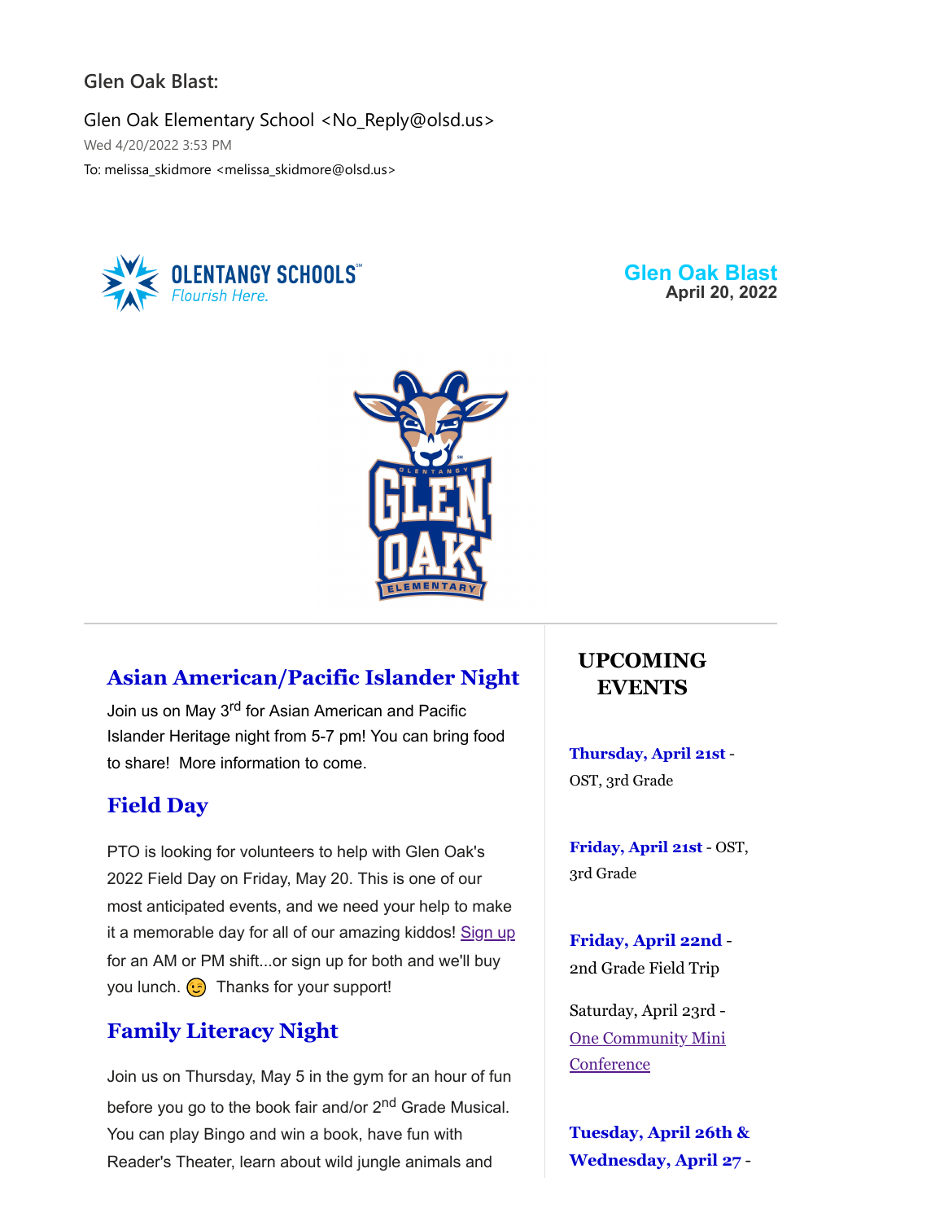Glen Oak Blast:

Glen Oak Elementary School <No_Reply@olsd.us>

Wed 4/20/2022 3:53 PM

To: melissa_skidmore <melissa_skidmore@olsd.us>

OLENTANGY SCHOOLS *Flourish Here.*

**Glen Oak Blast**
**April 20, 2022**

## Asian American/Pacific Islander Night

Join us on May 3rd for Asian American and Pacific Islander Heritage night from 5-7 pm! You can bring food to share! More information to come.

## Field Day

PTO is looking for volunteers to help with Glen Oak's 2022 Field Day on Friday, May 20. This is one of our most anticipated events, and we need your help to make it a memorable day for all of our amazing kiddos! Sign up for an AM or PM shift...or sign up for both and we'll buy you lunch. 😉 Thanks for your support!

## Family Literacy Night

Join us on Thursday, May 5 in the gym for an hour of fun before you go to the book fair and/or 2nd Grade Musical. You can play Bingo and win a book, have fun with Reader's Theater, learn about wild jungle animals and

## UPCOMING EVENTS

**Thursday, April 21st** - OST, 3rd Grade

**Friday, April 21st** - OST, 3rd Grade

**Friday, April 22nd** - 2nd Grade Field Trip

Saturday, April 23rd - One Community Mini Conference

**Tuesday, April 26th & Wednesday, April 27** -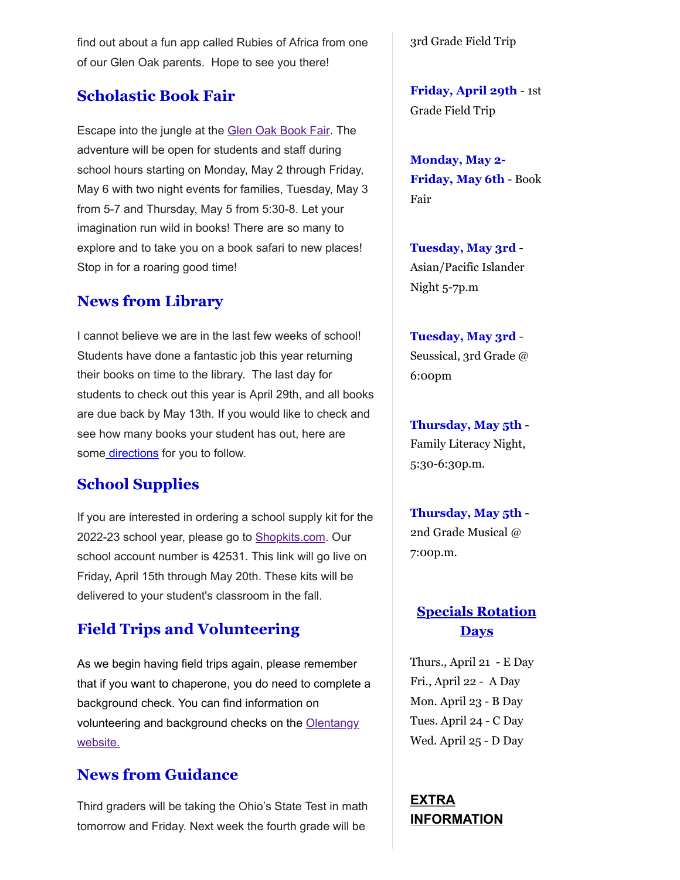find out about a fun app called Rubies of Africa from one of our Glen Oak parents.  Hope to see you there!

## Scholastic Book Fair

Escape into the jungle at the Glen Oak Book Fair. The adventure will be open for students and staff during school hours starting on Monday, May 2 through Friday, May 6 with two night events for families, Tuesday, May 3 from 5-7 and Thursday, May 5 from 5:30-8. Let your imagination run wild in books! There are so many to explore and to take you on a book safari to new places! Stop in for a roaring good time!

## News from Library

I cannot believe we are in the last few weeks of school! Students have done a fantastic job this year returning their books on time to the library.  The last day for students to check out this year is April 29th, and all books are due back by May 13th. If you would like to check and see how many books your student has out, here are some directions for you to follow.

## School Supplies

If you are interested in ordering a school supply kit for the 2022-23 school year, please go to Shopkits.com. Our school account number is 42531. This link will go live on Friday, April 15th through May 20th. These kits will be delivered to your student's classroom in the fall.

## Field Trips and Volunteering

As we begin having field trips again, please remember that if you want to chaperone, you do need to complete a background check. You can find information on volunteering and background checks on the Olentangy website.

## News from Guidance

Third graders will be taking the Ohio's State Test in math tomorrow and Friday. Next week the fourth grade will be

3rd Grade Field Trip

**Friday, April 29th** - 1st Grade Field Trip

**Monday, May 2- Friday, May 6th** - Book Fair

**Tuesday, May 3rd** - Asian/Pacific Islander Night 5-7p.m

**Tuesday, May 3rd** - Seussical, 3rd Grade @ 6:00pm

**Thursday, May 5th** - Family Literacy Night, 5:30-6:30p.m.

**Thursday, May 5th** - 2nd Grade Musical @ 7:00p.m.

## Specials Rotation Days

Thurs., April 21  - E Day
Fri., April 22 -  A Day
Mon. April 23 - B Day
Tues. April 24 - C Day
Wed. April 25 - D Day

## EXTRA INFORMATION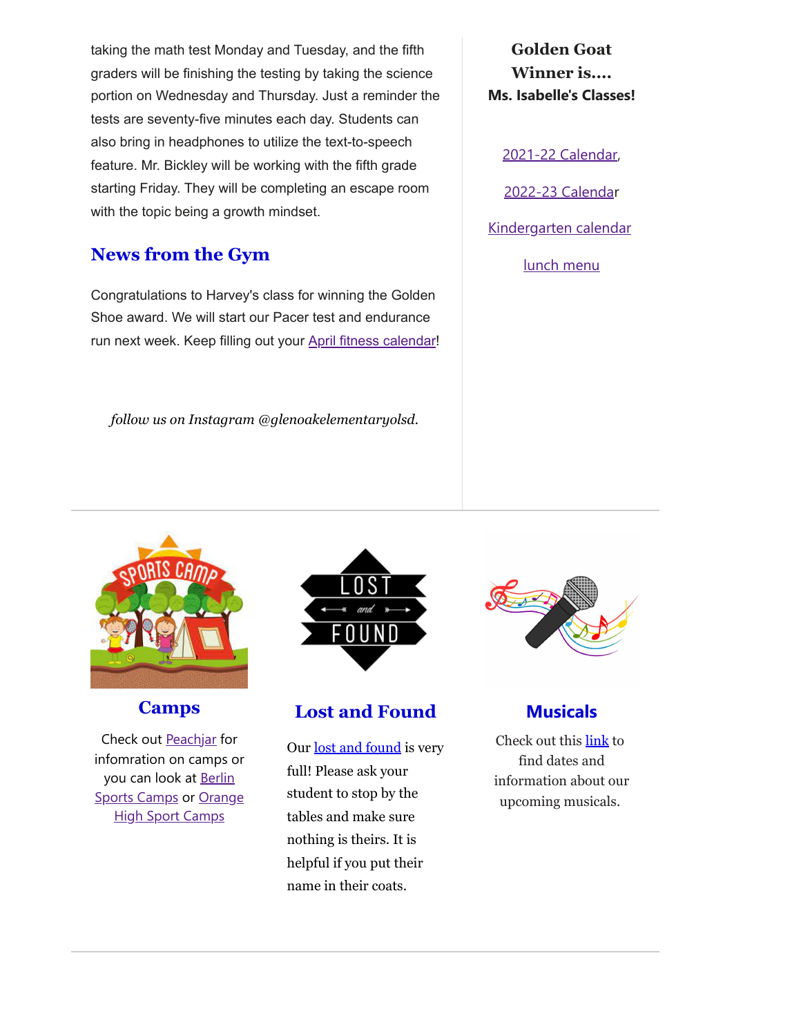taking the math test Monday and Tuesday, and the fifth graders will be finishing the testing by taking the science portion on Wednesday and Thursday. Just a reminder the tests are seventy-five minutes each day. Students can also bring in headphones to utilize the text-to-speech feature. Mr. Bickley will be working with the fifth grade starting Friday. They will be completing an escape room with the topic being a growth mindset.

## News from the Gym

Congratulations to Harvey's class for winning the Golden Shoe award. We will start our Pacer test and endurance run next week. Keep filling out your April fitness calendar!

*follow us on Instagram @glenoakelementaryolsd.*

**Golden Goat Winner is....**

**Ms. Isabelle's Classes!**

2021-22 Calendar,

2022-23 Calendar

Kindergarten calendar

lunch menu

## Camps

Check out Peachjar for infomration on camps or you can look at Berlin Sports Camps or Orange High Sport Camps

## Lost and Found

Our lost and found is very full! Please ask your student to stop by the tables and make sure nothing is theirs. It is helpful if you put their name in their coats.

## Musicals

Check out this link to find dates and information about our upcoming musicals.